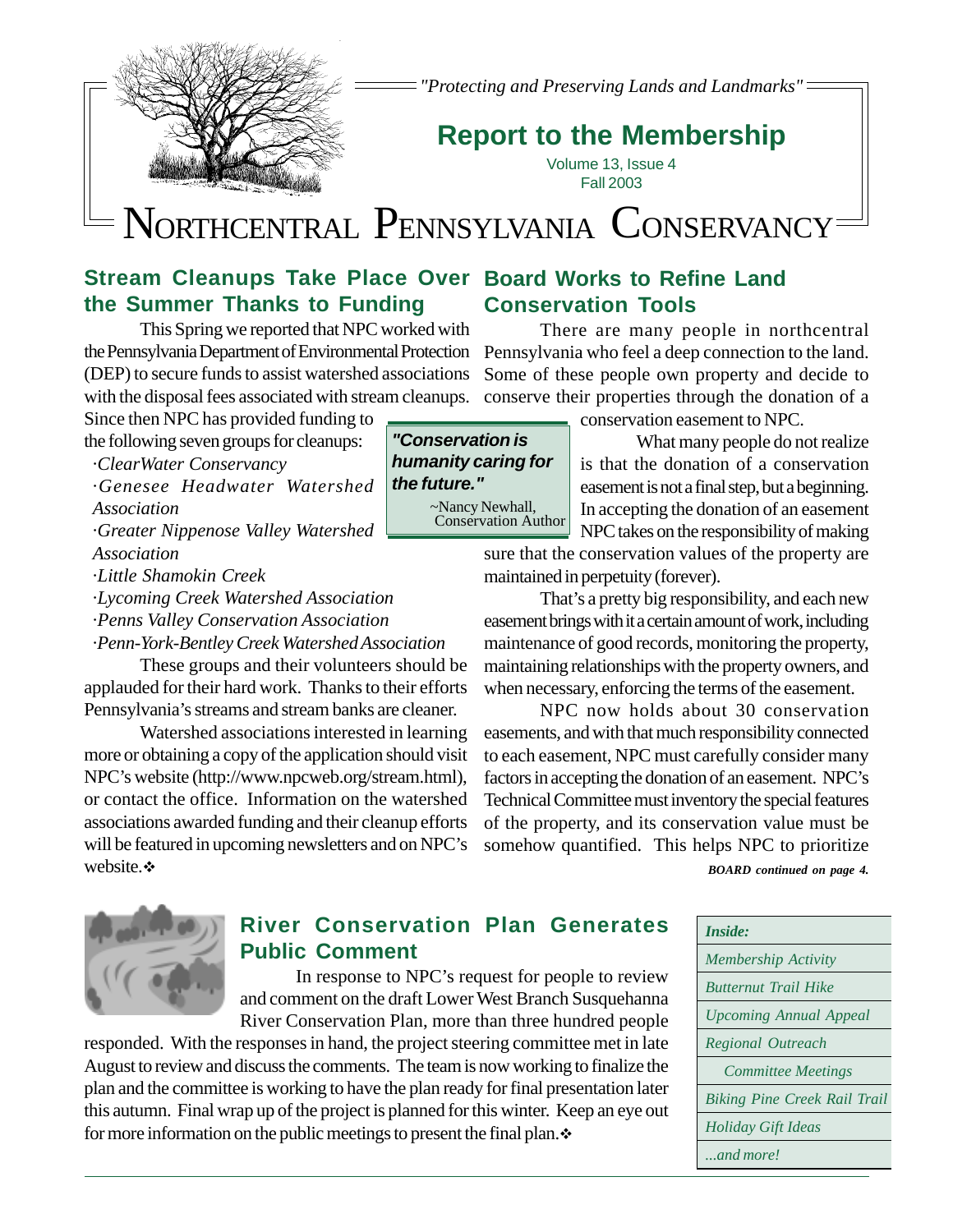*"Protecting and Preserving Lands and Landmarks"*

# Report to the Membership

Volume 13, Issue 4
Fall 2003

# NORTHCENTRAL PENNSYLVANIA CONSERVANCY

## Stream Cleanups Take Place Over the Summer Thanks to Funding

This Spring we reported that NPC worked with the Pennsylvania Department of Environmental Protection (DEP) to secure funds to assist watershed associations with the disposal fees associated with stream cleanups. Since then NPC has provided funding to the following seven groups for cleanups:

- *ClearWater Conservancy*
- *Genesee Headwater Watershed Association*
- *Greater Nippenose Valley Watershed Association*
- *Little Shamokin Creek*
- *Lycoming Creek Watershed Association*
- *Penns Valley Conservation Association*
- *Penn-York-Bentley Creek Watershed Association*

These groups and their volunteers should be applauded for their hard work. Thanks to their efforts Pennsylvania's streams and stream banks are cleaner.

Watershed associations interested in learning more or obtaining a copy of the application should visit NPC's website (http://www.npcweb.org/stream.html), or contact the office. Information on the watershed associations awarded funding and their cleanup efforts will be featured in upcoming newsletters and on NPC's website.❖

## Board Works to Refine Land Conservation Tools

There are many people in northcentral Pennsylvania who feel a deep connection to the land. Some of these people own property and decide to conserve their properties through the donation of a conservation easement to NPC.

> ***"Conservation is humanity caring for the future."***
>
> ~Nancy Newhall, Conservation Author

What many people do not realize is that the donation of a conservation easement is not a final step, but a beginning. In accepting the donation of an easement NPC takes on the responsibility of making sure that the conservation values of the property are maintained in perpetuity (forever).

That's a pretty big responsibility, and each new easement brings with it a certain amount of work, including maintenance of good records, monitoring the property, maintaining relationships with the property owners, and when necessary, enforcing the terms of the easement.

NPC now holds about 30 conservation easements, and with that much responsibility connected to each easement, NPC must carefully consider many factors in accepting the donation of an easement. NPC's Technical Committee must inventory the special features of the property, and its conservation value must be somehow quantified. This helps NPC to prioritize

***BOARD continued on page 4.***

## River Conservation Plan Generates Public Comment

In response to NPC's request for people to review and comment on the draft Lower West Branch Susquehanna River Conservation Plan, more than three hundred people responded. With the responses in hand, the project steering committee met in late August to review and discuss the comments. The team is now working to finalize the plan and the committee is working to have the plan ready for final presentation later this autumn. Final wrap up of the project is planned for this winter. Keep an eye out for more information on the public meetings to present the final plan.❖

| *Inside:* |
|---|
| *Membership Activity* |
| *Butternut Trail Hike* |
| *Upcoming Annual Appeal* |
| *Regional Outreach* |
| *Committee Meetings* |
| *Biking Pine Creek Rail Trail* |
| *Holiday Gift Ideas* |
| *...and more!* |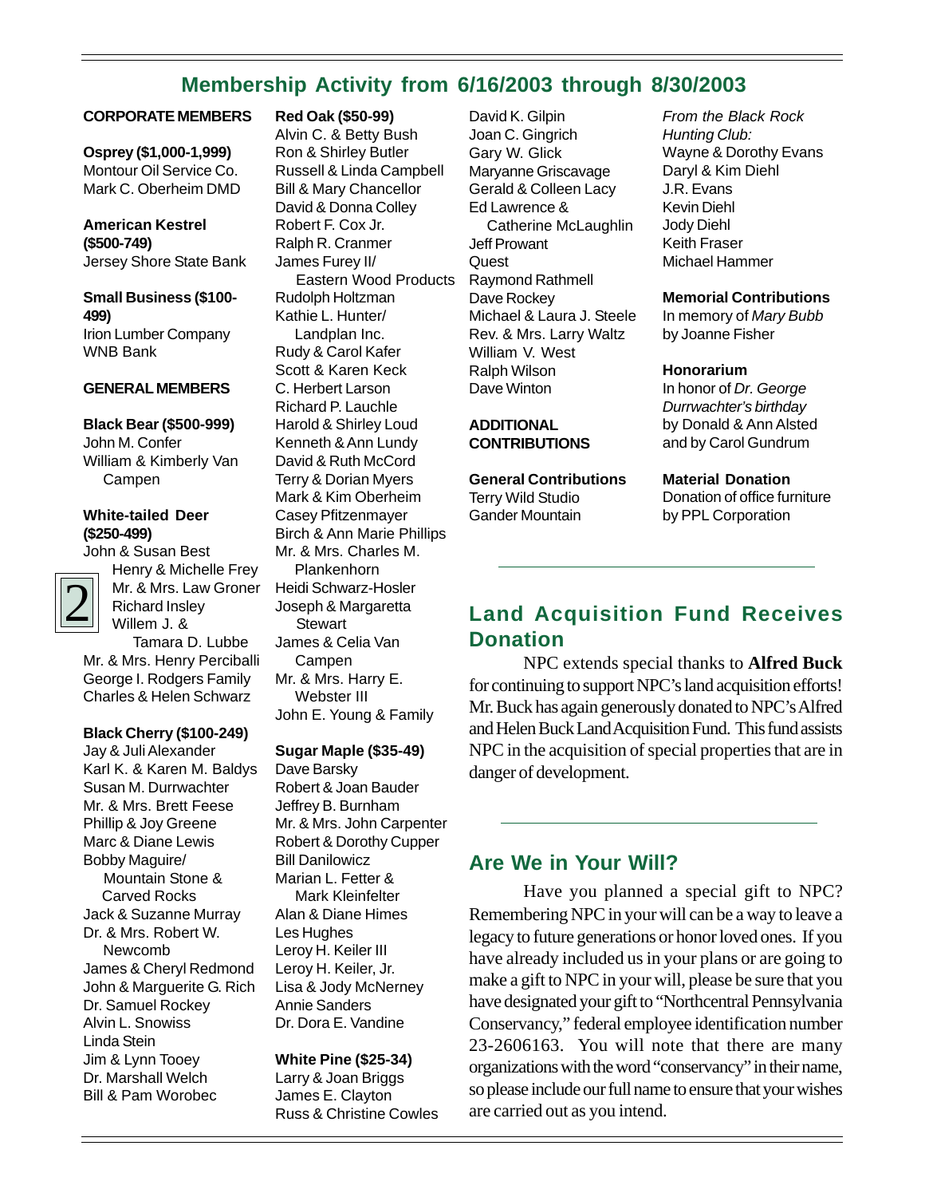## Membership Activity from 6/16/2003 through 8/30/2003

**CORPORATE MEMBERS**

**Osprey ($1,000-1,999)**
Montour Oil Service Co.
Mark C. Oberheim DMD

**American Kestrel ($500-749)**
Jersey Shore State Bank

**Small Business ($100-499)**
Irion Lumber Company
WNB Bank

**GENERAL MEMBERS**

**Black Bear ($500-999)**
John M. Confer
William & Kimberly Van Campen

**White-tailed Deer ($250-499)**
John & Susan Best
Henry & Michelle Frey
Mr. & Mrs. Law Groner
Richard Insley
Willem J. & Tamara D. Lubbe
Mr. & Mrs. Henry Perciballi
George I. Rodgers Family
Charles & Helen Schwarz

**Black Cherry ($100-249)**
Jay & Juli Alexander
Karl K. & Karen M. Baldys
Susan M. Durrwachter
Mr. & Mrs. Brett Feese
Phillip & Joy Greene
Marc & Diane Lewis
Bobby Maguire/ Mountain Stone & Carved Rocks
Jack & Suzanne Murray
Dr. & Mrs. Robert W. Newcomb
James & Cheryl Redmond
John & Marguerite G. Rich
Dr. Samuel Rockey
Alvin L. Snowiss
Linda Stein
Jim & Lynn Tooey
Dr. Marshall Welch
Bill & Pam Worobec

**Red Oak ($50-99)**
Alvin C. & Betty Bush
Ron & Shirley Butler
Russell & Linda Campbell
Bill & Mary Chancellor
David & Donna Colley
Robert F. Cox Jr.
Ralph R. Cranmer
James Furey II/ Eastern Wood Products
Rudolph Holtzman
Kathie L. Hunter/ Landplan Inc.
Rudy & Carol Kafer
Scott & Karen Keck
C. Herbert Larson
Richard P. Lauchle
Harold & Shirley Loud
Kenneth & Ann Lundy
David & Ruth McCord
Terry & Dorian Myers
Mark & Kim Oberheim
Casey Pfitzenmayer
Birch & Ann Marie Phillips
Mr. & Mrs. Charles M. Plankenhorn
Heidi Schwarz-Hosler
Joseph & Margaretta Stewart
James & Celia Van Campen
Mr. & Mrs. Harry E. Webster III
John E. Young & Family

**Sugar Maple ($35-49)**
Dave Barsky
Robert & Joan Bauder
Jeffrey B. Burnham
Mr. & Mrs. John Carpenter
Robert & Dorothy Cupper
Bill Danilowicz
Marian L. Fetter & Mark Kleinfelter
Alan & Diane Himes
Les Hughes
Leroy H. Keiler III
Leroy H. Keiler, Jr.
Lisa & Jody McNerney
Annie Sanders
Dr. Dora E. Vandine

**White Pine ($25-34)**
Larry & Joan Briggs
James E. Clayton
Russ & Christine Cowles
David K. Gilpin
Joan C. Gingrich
Gary W. Glick
Maryanne Griscavage
Gerald & Colleen Lacy
Ed Lawrence & Catherine McLaughlin
Jeff Prowant
Quest
Raymond Rathmell
Dave Rockey
Michael & Laura J. Steele
Rev. & Mrs. Larry Waltz
William V. West
Ralph Wilson
Dave Winton

**ADDITIONAL CONTRIBUTIONS**

**General Contributions**
Terry Wild Studio
Gander Mountain

*From the Black Rock Hunting Club:*
Wayne & Dorothy Evans
Daryl & Kim Diehl
J.R. Evans
Kevin Diehl
Jody Diehl
Keith Fraser
Michael Hammer

**Memorial Contributions**
In memory of *Mary Bubb* by Joanne Fisher

**Honorarium**
In honor of *Dr. George Durrwachter's birthday* by Donald & Ann Alsted and by Carol Gundrum

**Material Donation**
Donation of office furniture by PPL Corporation

## Land Acquisition Fund Receives Donation

NPC extends special thanks to **Alfred Buck** for continuing to support NPC's land acquisition efforts! Mr. Buck has again generously donated to NPC's Alfred and Helen Buck Land Acquisition Fund. This fund assists NPC in the acquisition of special properties that are in danger of development.

## Are We in Your Will?

Have you planned a special gift to NPC? Remembering NPC in your will can be a way to leave a legacy to future generations or honor loved ones. If you have already included us in your plans or are going to make a gift to NPC in your will, please be sure that you have designated your gift to "Northcentral Pennsylvania Conservancy," federal employee identification number 23-2606163. You will note that there are many organizations with the word "conservancy" in their name, so please include our full name to ensure that your wishes are carried out as you intend.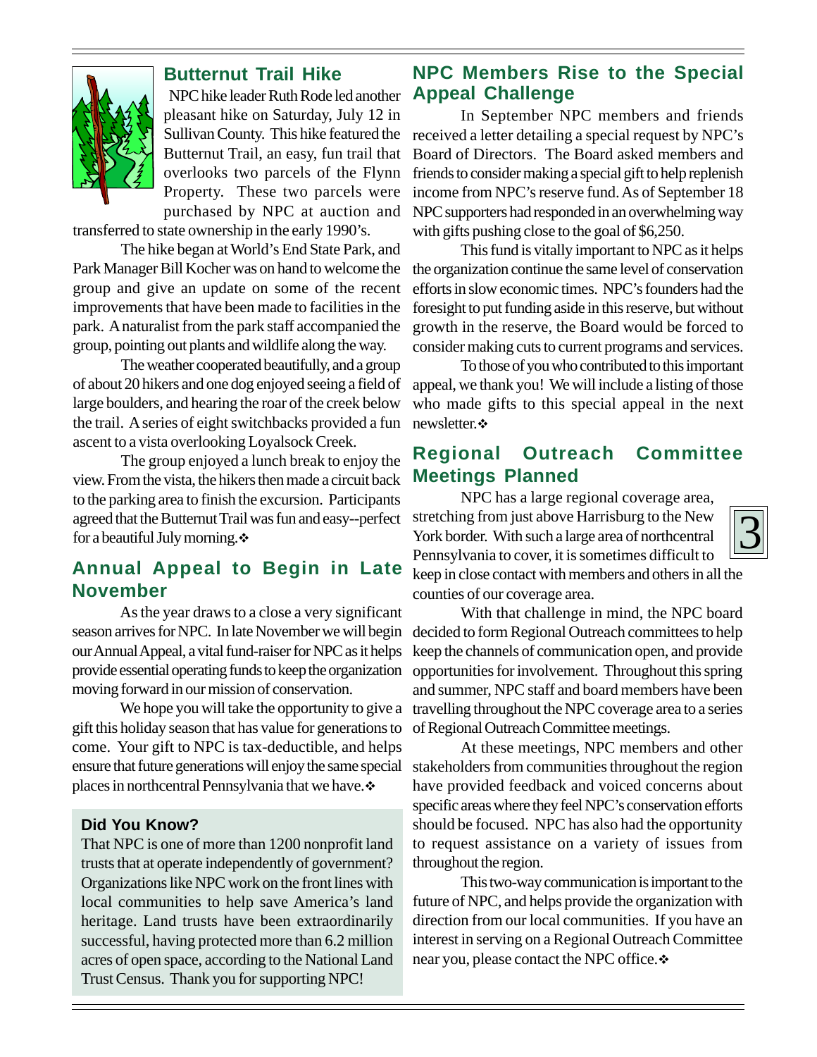## Butternut Trail Hike

NPC hike leader Ruth Rode led another pleasant hike on Saturday, July 12 in Sullivan County. This hike featured the Butternut Trail, an easy, fun trail that overlooks two parcels of the Flynn Property. These two parcels were purchased by NPC at auction and transferred to state ownership in the early 1990's.

The hike began at World's End State Park, and Park Manager Bill Kocher was on hand to welcome the group and give an update on some of the recent improvements that have been made to facilities in the park. A naturalist from the park staff accompanied the group, pointing out plants and wildlife along the way.

The weather cooperated beautifully, and a group of about 20 hikers and one dog enjoyed seeing a field of large boulders, and hearing the roar of the creek below the trail. A series of eight switchbacks provided a fun ascent to a vista overlooking Loyalsock Creek.

The group enjoyed a lunch break to enjoy the view. From the vista, the hikers then made a circuit back to the parking area to finish the excursion. Participants agreed that the Butternut Trail was fun and easy--perfect for a beautiful July morning.❖

## Annual Appeal to Begin in Late November

As the year draws to a close a very significant season arrives for NPC. In late November we will begin our Annual Appeal, a vital fund-raiser for NPC as it helps provide essential operating funds to keep the organization moving forward in our mission of conservation.

We hope you will take the opportunity to give a gift this holiday season that has value for generations to come. Your gift to NPC is tax-deductible, and helps ensure that future generations will enjoy the same special places in northcentral Pennsylvania that we have.❖

**Did You Know?**

That NPC is one of more than 1200 nonprofit land trusts that at operate independently of government? Organizations like NPC work on the front lines with local communities to help save America's land heritage. Land trusts have been extraordinarily successful, having protected more than 6.2 million acres of open space, according to the National Land Trust Census. Thank you for supporting NPC!

## NPC Members Rise to the Special Appeal Challenge

In September NPC members and friends received a letter detailing a special request by NPC's Board of Directors. The Board asked members and friends to consider making a special gift to help replenish income from NPC's reserve fund. As of September 18 NPC supporters had responded in an overwhelming way with gifts pushing close to the goal of $6,250.

This fund is vitally important to NPC as it helps the organization continue the same level of conservation efforts in slow economic times. NPC's founders had the foresight to put funding aside in this reserve, but without growth in the reserve, the Board would be forced to consider making cuts to current programs and services.

To those of you who contributed to this important appeal, we thank you! We will include a listing of those who made gifts to this special appeal in the next newsletter.❖

## Regional Outreach Committee Meetings Planned

NPC has a large regional coverage area, stretching from just above Harrisburg to the New York border. With such a large area of northcentral Pennsylvania to cover, it is sometimes difficult to keep in close contact with members and others in all the counties of our coverage area.

With that challenge in mind, the NPC board decided to form Regional Outreach committees to help keep the channels of communication open, and provide opportunities for involvement. Throughout this spring and summer, NPC staff and board members have been travelling throughout the NPC coverage area to a series of Regional Outreach Committee meetings.

At these meetings, NPC members and other stakeholders from communities throughout the region have provided feedback and voiced concerns about specific areas where they feel NPC's conservation efforts should be focused. NPC has also had the opportunity to request assistance on a variety of issues from throughout the region.

This two-way communication is important to the future of NPC, and helps provide the organization with direction from our local communities. If you have an interest in serving on a Regional Outreach Committee near you, please contact the NPC office.❖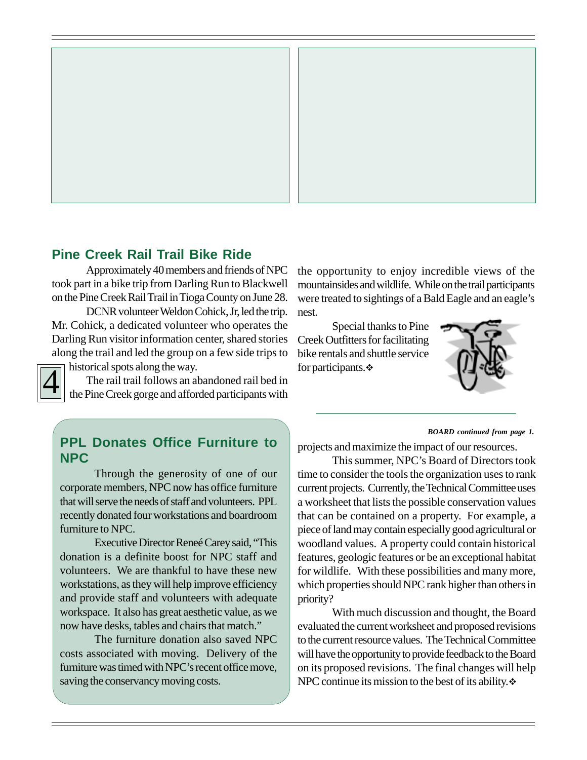## Pine Creek Rail Trail Bike Ride

Approximately 40 members and friends of NPC took part in a bike trip from Darling Run to Blackwell on the Pine Creek Rail Trail in Tioga County on June 28.

DCNR volunteer Weldon Cohick, Jr, led the trip. Mr. Cohick, a dedicated volunteer who operates the Darling Run visitor information center, shared stories along the trail and led the group on a few side trips to historical spots along the way.

The rail trail follows an abandoned rail bed in the Pine Creek gorge and afforded participants with the opportunity to enjoy incredible views of the mountainsides and wildlife. While on the trail participants were treated to sightings of a Bald Eagle and an eagle's nest.

Special thanks to Pine Creek Outfitters for facilitating bike rentals and shuttle service for participants.❖

## PPL Donates Office Furniture to NPC

Through the generosity of one of our corporate members, NPC now has office furniture that will serve the needs of staff and volunteers. PPL recently donated four workstations and boardroom furniture to NPC.

Executive Director Reneé Carey said, "This donation is a definite boost for NPC staff and volunteers. We are thankful to have these new workstations, as they will help improve efficiency and provide staff and volunteers with adequate workspace. It also has great aesthetic value, as we now have desks, tables and chairs that match."

The furniture donation also saved NPC costs associated with moving. Delivery of the furniture was timed with NPC's recent office move, saving the conservancy moving costs.

***BOARD continued from page 1.***

projects and maximize the impact of our resources.

This summer, NPC's Board of Directors took time to consider the tools the organization uses to rank current projects. Currently, the Technical Committee uses a worksheet that lists the possible conservation values that can be contained on a property. For example, a piece of land may contain especially good agricultural or woodland values. A property could contain historical features, geologic features or be an exceptional habitat for wildlife. With these possibilities and many more, which properties should NPC rank higher than others in priority?

With much discussion and thought, the Board evaluated the current worksheet and proposed revisions to the current resource values. The Technical Committee will have the opportunity to provide feedback to the Board on its proposed revisions. The final changes will help NPC continue its mission to the best of its ability.❖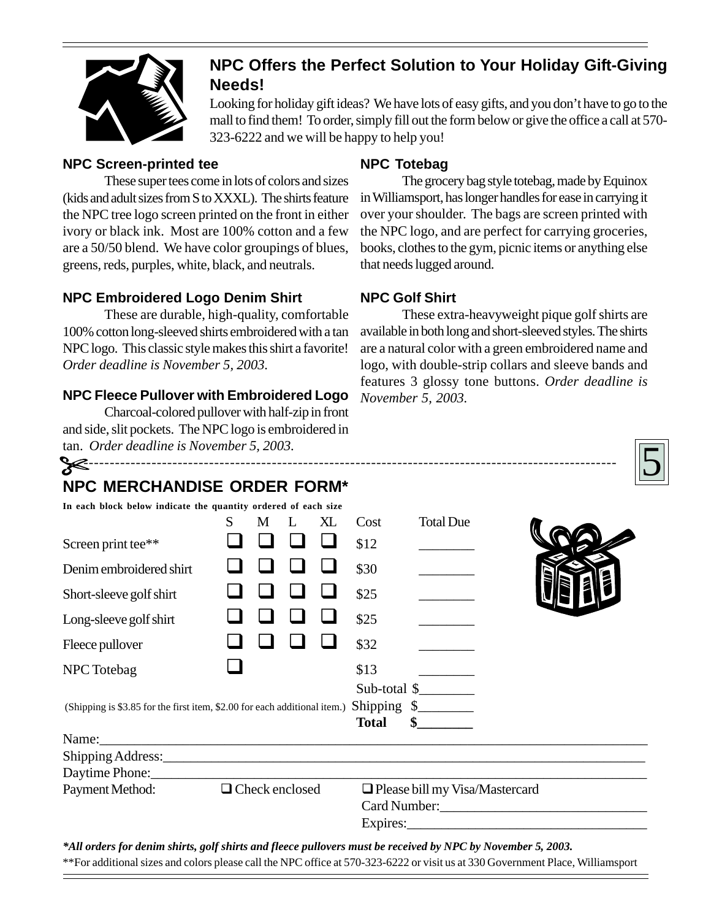## NPC Offers the Perfect Solution to Your Holiday Gift-Giving Needs!

Looking for holiday gift ideas? We have lots of easy gifts, and you don't have to go to the mall to find them! To order, simply fill out the form below or give the office a call at 570-323-6222 and we will be happy to help you!

### NPC Screen-printed tee

These super tees come in lots of colors and sizes (kids and adult sizes from S to XXXL). The shirts feature the NPC tree logo screen printed on the front in either ivory or black ink. Most are 100% cotton and a few are a 50/50 blend. We have color groupings of blues, greens, reds, purples, white, black, and neutrals.

### NPC Embroidered Logo Denim Shirt

These are durable, high-quality, comfortable 100% cotton long-sleeved shirts embroidered with a tan NPC logo. This classic style makes this shirt a favorite! *Order deadline is November 5, 2003.*

### NPC Fleece Pullover with Embroidered Logo

Charcoal-colored pullover with half-zip in front and side, slit pockets. The NPC logo is embroidered in tan. *Order deadline is November 5, 2003.*

### NPC Totebag

The grocery bag style totebag, made by Equinox in Williamsport, has longer handles for ease in carrying it over your shoulder. The bags are screen printed with the NPC logo, and are perfect for carrying groceries, books, clothes to the gym, picnic items or anything else that needs lugged around.

### NPC Golf Shirt

These extra-heavyweight pique golf shirts are available in both long and short-sleeved styles. The shirts are a natural color with a green embroidered name and logo, with double-strip collars and sleeve bands and features 3 glossy tone buttons. *Order deadline is November 5, 2003.*

---

## NPC MERCHANDISE ORDER FORM*

**In each block below indicate the quantity ordered of each size**

| | S | M | L | XL | Cost | Total Due |
|---|---|---|---|---|---|---|
| Screen print tee** | ❑ | ❑ | ❑ | ❑ | $12 | ________ |
| Denim embroidered shirt | ❑ | ❑ | ❑ | ❑ | $30 | ________ |
| Short-sleeve golf shirt | ❑ | ❑ | ❑ | ❑ | $25 | ________ |
| Long-sleeve golf shirt | ❑ | ❑ | ❑ | ❑ | $25 | ________ |
| Fleece pullover | ❑ | ❑ | ❑ | ❑ | $32 | ________ |
| NPC Totebag | ❑ | | | | $13 | ________ |
| | | | | | Sub-total | $________ |
| (Shipping is $3.85 for the first item, $2.00 for each additional item.) | | | | | Shipping | $________ |
| | | | | | **Total** | **$________** |

Name:________________________________________________

Shipping Address:_______________________________________

Daytime Phone:_________________________________________

Payment Method: ❑ Check enclosed ❑ Please bill my Visa/Mastercard

Card Number:______________________________

Expires:__________________________________

***All orders for denim shirts, golf shirts and fleece pullovers must be received by NPC by November 5, 2003.***

**For additional sizes and colors please call the NPC office at 570-323-6222 or visit us at 330 Government Place, Williamsport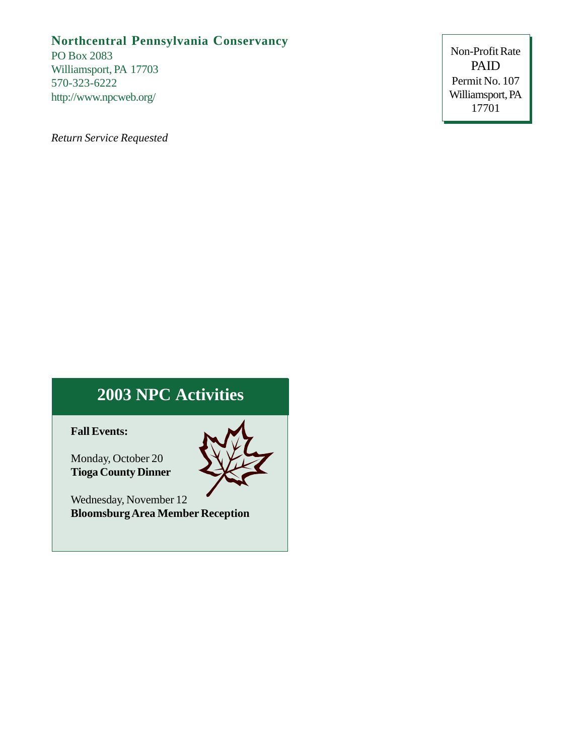**Northcentral Pennsylvania Conservancy**
PO Box 2083
Williamsport, PA 17703
570-323-6222
http://www.npcweb.org/

*Return Service Requested*

Non-Profit Rate
PAID
Permit No. 107
Williamsport, PA
17701

## 2003 NPC Activities

**Fall Events:**

Monday, October 20
**Tioga County Dinner**

Wednesday, November 12
**Bloomsburg Area Member Reception**